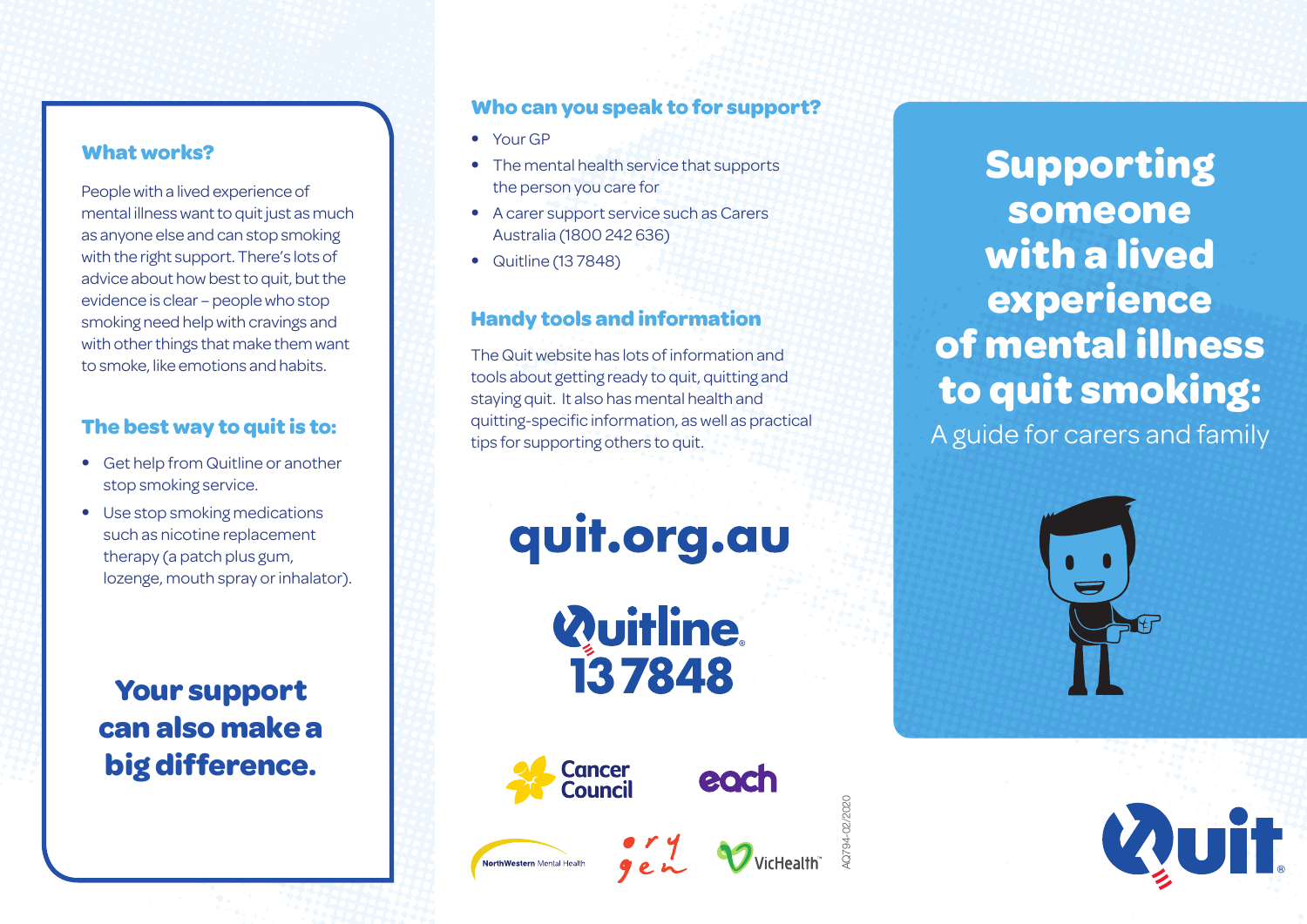# Supporting someone with a lived experience of mental illness to quit smoking:

A guide for carers and family

## What works?

People with a lived experience of mental illness want to quit just as much as anyone else and can stop smoking with the right support. There's lots of advice about how best to quit, but the evidence is clear – people who stop smoking need help with cravings and with other things that make them want to smoke, like emotions and habits.

## The best way to quit is to:

- Get help from Quitline or another stop smoking service.
- Use stop smoking medications such as nicotine replacement therapy (a patch plus gum, lozenge, mouth spray or inhalator).

**Your support can also make a big difference.**

## Who can you speak to for support?

- Your GP
- The mental health service that supports the person you care for
- A carer support service such as Carers Australia (1800 242 636)
- Quitline (13 7848)

## Handy tools and information

The Quit website has lots of information and tools about getting ready to quit, quitting and staying quit. It also has mental health and quitting-specific information, as well as practical tips for supporting others to quit.

**quit.org.au**

**Quitline 13 7848**

Cancer Council · each · NorthWestern Mental Health · orygen · VicHealth

AQ794-02/2020

Quit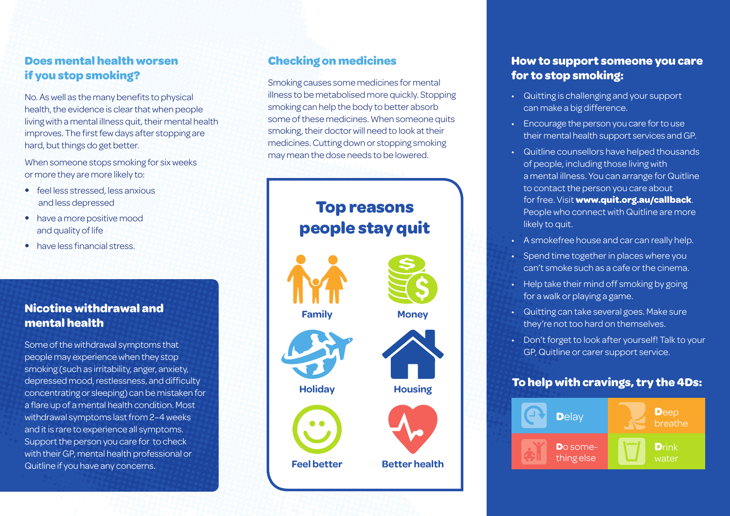## Does mental health worsen if you stop smoking?

No. As well as the many benefits to physical health, the evidence is clear that when people living with a mental illness quit, their mental health improves. The first few days after stopping are hard, but things do get better.

When someone stops smoking for six weeks or more they are more likely to:

- feel less stressed, less anxious and less depressed
- have a more positive mood and quality of life
- have less financial stress.

## Nicotine withdrawal and mental health

Some of the withdrawal symptoms that people may experience when they stop smoking (such as irritability, anger, anxiety, depressed mood, restlessness, and difficulty concentrating or sleeping) can be mistaken for a flare up of a mental health condition. Most withdrawal symptoms last from 2–4 weeks and it is rare to experience all symptoms. Support the person you care for to check with their GP, mental health professional or Quitline if you have any concerns.

## Checking on medicines

Smoking causes some medicines for mental illness to be metabolised more quickly. Stopping smoking can help the body to better absorb some of these medicines. When someone quits smoking, their doctor will need to look at their medicines. Cutting down or stopping smoking may mean the dose needs to be lowered.

## Top reasons people stay quit

- Family
- Money
- Holiday
- Housing
- Feel better
- Better health

## How to support someone you care for to stop smoking:

- Quitting is challenging and your support can make a big difference.
- Encourage the person you care for to use their mental health support services and GP.
- Quitline counsellors have helped thousands of people, including those living with a mental illness. You can arrange for Quitline to contact the person you care about for free. Visit **www.quit.org.au/callback**. People who connect with Quitline are more likely to quit.
- A smokefree house and car can really help.
- Spend time together in places where you can't smoke such as a cafe or the cinema.
- Help take their mind off smoking by going for a walk or playing a game.
- Quitting can take several goes. Make sure they're not too hard on themselves.
- Don't forget to look after yourself! Talk to your GP, Quitline or carer support service.

## To help with cravings, try the 4Ds:

- **D**elay
- **D**eep breathe
- **D**o something else
- **D**rink water